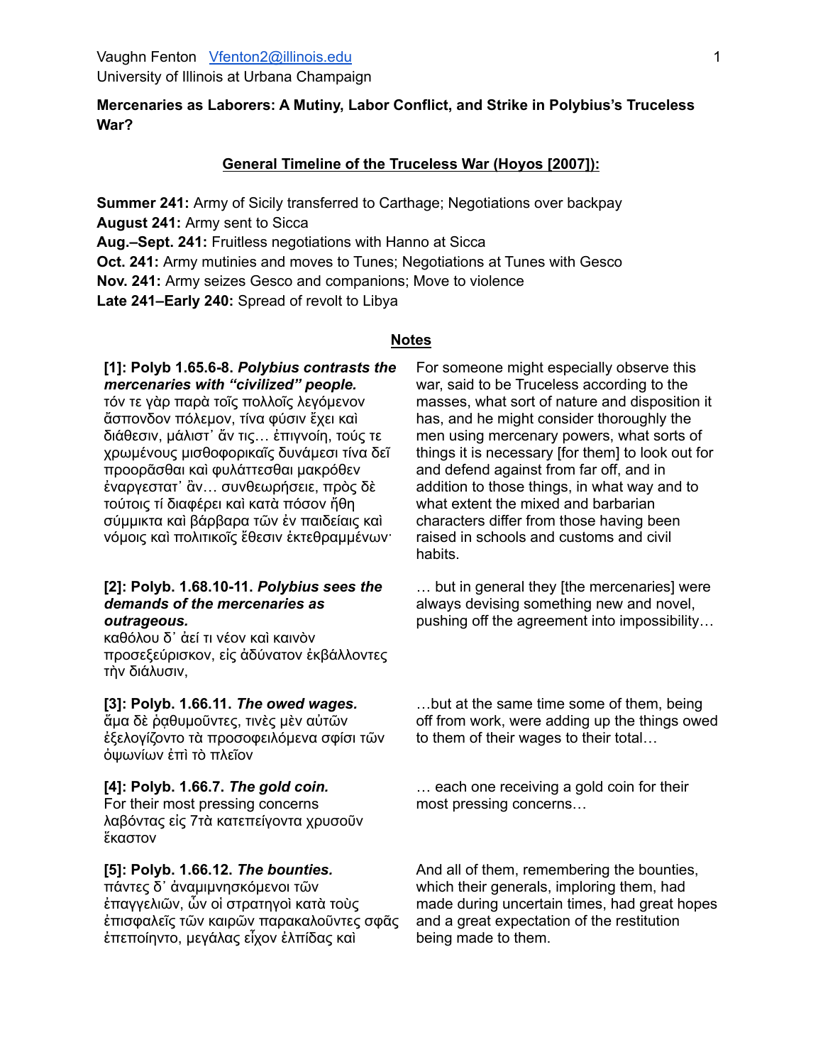Vaughn Fenton [Vfenton2@illinois.edu](mailto:Vfenton2@illinois.edu)
University of Illinois at Urbana Champaign

**Mercenaries as Laborers: A Mutiny, Labor Conflict, and Strike in Polybius's Truceless War?**

## General Timeline of the Truceless War (Hoyos [2007]):

**Summer 241:** Army of Sicily transferred to Carthage; Negotiations over backpay
**August 241:** Army sent to Sicca
**Aug.–Sept. 241:** Fruitless negotiations with Hanno at Sicca
**Oct. 241:** Army mutinies and moves to Tunes; Negotiations at Tunes with Gesco
**Nov. 241:** Army seizes Gesco and companions; Move to violence
**Late 241–Early 240:** Spread of revolt to Libya

## Notes

| | |
|---|---|
| **[1]: Polyb 1.65.6-8. *Polybius contrasts the mercenaries with "civilized" people.*** τόν τε γὰρ παρὰ τοῖς πολλοῖς λεγόμενον ἄσπονδον πόλεμον, τίνα φύσιν ἔχει καὶ διάθεσιν, μάλιστ᾽ ἄν τις… ἐπιγνοίη, τούς τε χρωμένους μισθοφορικαῖς δυνάμεσι τίνα δεῖ προορᾶσθαι καὶ φυλάττεσθαι μακρόθεν ἐναργεστατ᾽ ἂν… συνθεωρήσειε, πρὸς δὲ τούτοις τί διαφέρει καὶ κατὰ πόσον ἤθη σύμμικτα καὶ βάρβαρα τῶν ἐν παιδείαις καὶ νόμοις καὶ πολιτικοῖς ἔθεσιν ἐκτεθραμμένων· | For someone might especially observe this war, said to be Truceless according to the masses, what sort of nature and disposition it has, and he might consider thoroughly the men using mercenary powers, what sorts of things it is necessary [for them] to look out for and defend against from far off, and in addition to those things, in what way and to what extent the mixed and barbarian characters differ from those having been raised in schools and customs and civil habits. |
| **[2]: Polyb. 1.68.10-11. *Polybius sees the demands of the mercenaries as outrageous.*** καθόλου δ᾽ ἀεί τι νέον καὶ καινὸν προσεξεύρισκον, εἰς ἀδύνατον ἐκβάλλοντες τὴν διάλυσιν, | … but in general they [the mercenaries] were always devising something new and novel, pushing off the agreement into impossibility… |
| **[3]: Polyb. 1.66.11. *The owed wages.*** ἅμα δὲ ῥᾳθυμοῦντες, τινὲς μὲν αὐτῶν ἐξελογίζοντο τὰ προσοφειλόμενα σφίσι τῶν ὀψωνίων ἐπὶ τὸ πλεῖον | …but at the same time some of them, being off from work, were adding up the things owed to them of their wages to their total… |
| **[4]: Polyb. 1.66.7. *The gold coin.*** For their most pressing concerns λαβόντας εἰς 7τὰ κατεπείγοντα χρυσοῦν ἕκαστον | … each one receiving a gold coin for their most pressing concerns… |
| **[5]: Polyb. 1.66.12. *The bounties.*** πάντες δ᾽ ἀναμιμνησκόμενοι τῶν ἐπαγγελιῶν, ὧν οἱ στρατηγοὶ κατὰ τοὺς ἐπισφαλεῖς τῶν καιρῶν παρακαλοῦντες σφᾶς ἐπεποίηντο, μεγάλας εἶχον ἐλπίδας καὶ | And all of them, remembering the bounties, which their generals, imploring them, had made during uncertain times, had great hopes and a great expectation of the restitution being made to them. |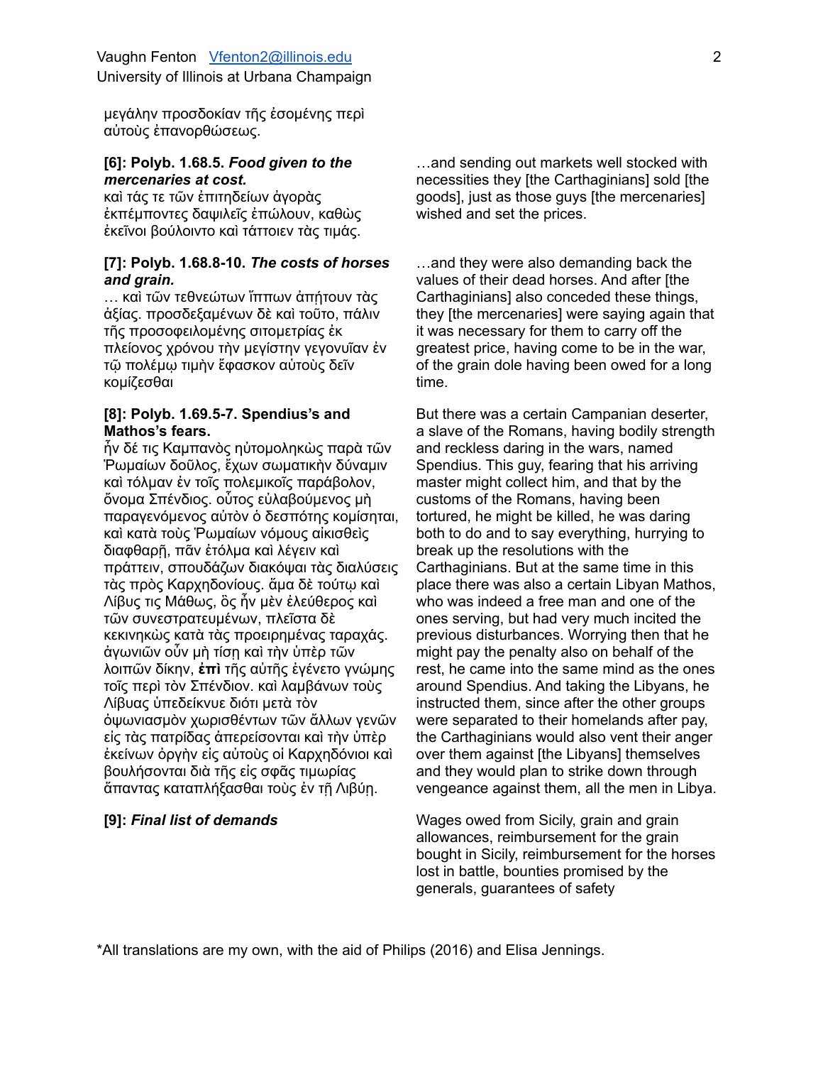μεγάλην προσδοκίαν τῆς ἐσομένης περὶ αὐτοὺς ἐπανορθώσεως.

**[6]: Polyb. 1.68.5.** ***Food given to the mercenaries at cost.***
καὶ τάς τε τῶν ἐπιτηδείων ἀγορὰς ἐκπέμποντες δαψιλεῖς ἐπώλουν, καθὼς ἐκεῖνοι βούλοιντο καὶ τάττοιεν τὰς τιμάς.

…and sending out markets well stocked with necessities they [the Carthaginians] sold [the goods], just as those guys [the mercenaries] wished and set the prices.

**[7]: Polyb. 1.68.8-10.** ***The costs of horses and grain.***
… καὶ τῶν τεθνεώτων ἵππων ἀπῄτουν τὰς ἀξίας. προσδεξαμένων δὲ καὶ τοῦτο, πάλιν τῆς προσοφειλομένης σιτομετρίας ἐκ πλείονος χρόνου τὴν μεγίστην γεγονυῖαν ἐν τῷ πολέμῳ τιμὴν ἔφασκον αὐτοὺς δεῖν κομίζεσθαι

…and they were also demanding back the values of their dead horses. And after [the Carthaginians] also conceded these things, they [the mercenaries] were saying again that it was necessary for them to carry off the greatest price, having come to be in the war, of the grain dole having been owed for a long time.

**[8]: Polyb. 1.69.5-7. Spendius's and Mathos's fears.**
ἦν δέ τις Καμπανὸς ηὐτομοληκὼς παρὰ τῶν Ῥωμαίων δοῦλος, ἔχων σωματικὴν δύναμιν καὶ τόλμαν ἐν τοῖς πολεμικοῖς παράβολον, ὄνομα Σπένδιος. οὗτος εὐλαβούμενος μὴ παραγενόμενος αὑτὸν ὁ δεσπότης κομίσηται, καὶ κατὰ τοὺς Ῥωμαίων νόμους αἰκισθεὶς διαφθαρῇ, πᾶν ἐτόλμα καὶ λέγειν καὶ πράττειν, σπουδάζων διακόψαι τὰς διαλύσεις τὰς πρὸς Καρχηδονίους. ἅμα δὲ τούτῳ καὶ Λίβυς τις Μάθως, ὃς ἦν μὲν ἐλεύθερος καὶ τῶν συνεστρατευμένων, πλεῖστα δὲ κεκινηκὼς κατὰ τὰς προειρημένας ταραχάς. ἀγωνιῶν οὖν μὴ τίσῃ καὶ τὴν ὑπὲρ τῶν λοιπῶν δίκην, **ἐπὶ** τῆς αὐτῆς ἐγένετο γνώμης τοῖς περὶ τὸν Σπένδιον. καὶ λαμβάνων τοὺς Λίβυας ὑπεδείκνυε διότι μετὰ τὸν ὀψωνιασμὸν χωρισθέντων τῶν ἄλλων γενῶν εἰς τὰς πατρίδας ἀπερείσονται καὶ τὴν ὑπὲρ ἐκείνων ὀργὴν εἰς αὐτοὺς οἱ Καρχηδόνιοι καὶ βουλήσονται διὰ τῆς εἰς σφᾶς τιμωρίας ἅπαντας καταπλήξασθαι τοὺς ἐν τῇ Λιβύῃ.

But there was a certain Campanian deserter, a slave of the Romans, having bodily strength and reckless daring in the wars, named Spendius. This guy, fearing that his arriving master might collect him, and that by the customs of the Romans, having been tortured, he might be killed, he was daring both to do and to say everything, hurrying to break up the resolutions with the Carthaginians. But at the same time in this place there was also a certain Libyan Mathos, who was indeed a free man and one of the ones serving, but had very much incited the previous disturbances. Worrying then that he might pay the penalty also on behalf of the rest, he came into the same mind as the ones around Spendius. And taking the Libyans, he instructed them, since after the other groups were separated to their homelands after pay, the Carthaginians would also vent their anger over them against [the Libyans] themselves and they would plan to strike down through vengeance against them, all the men in Libya.

**[9]:** ***Final list of demands***

Wages owed from Sicily, grain and grain allowances, reimbursement for the grain bought in Sicily, reimbursement for the horses lost in battle, bounties promised by the generals, guarantees of safety

*All translations are my own, with the aid of Philips (2016) and Elisa Jennings.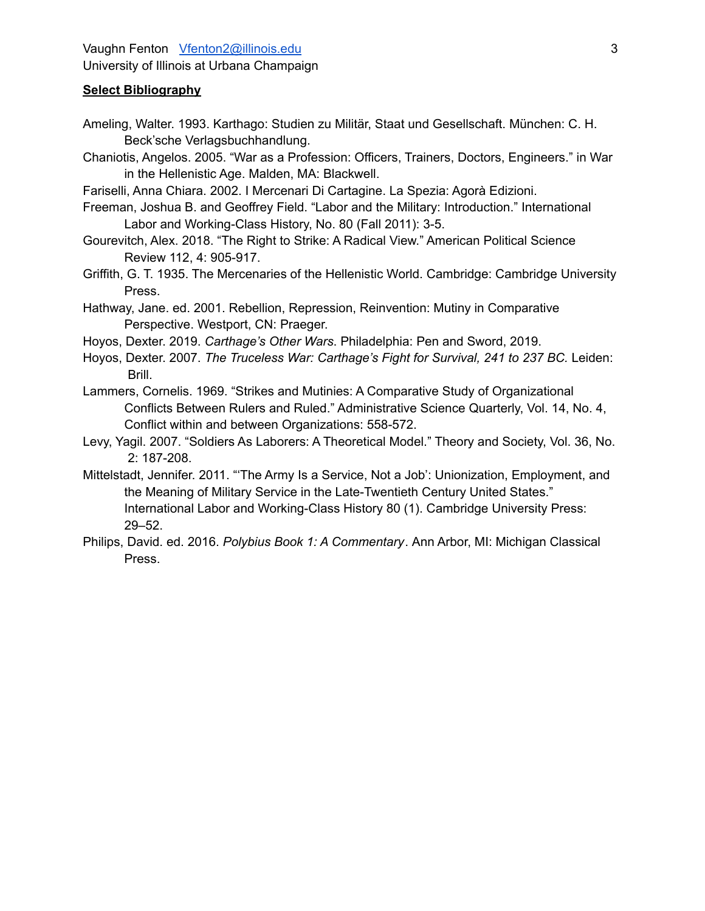**Select Bibliography**

Ameling, Walter. 1993. Karthago: Studien zu Militär, Staat und Gesellschaft. München: C. H. Beck'sche Verlagsbuchhandlung.

Chaniotis, Angelos. 2005. "War as a Profession: Officers, Trainers, Doctors, Engineers." in War in the Hellenistic Age. Malden, MA: Blackwell.

Fariselli, Anna Chiara. 2002. I Mercenari Di Cartagine. La Spezia: Agorà Edizioni.

Freeman, Joshua B. and Geoffrey Field. "Labor and the Military: Introduction." International Labor and Working-Class History, No. 80 (Fall 2011): 3-5.

Gourevitch, Alex. 2018. "The Right to Strike: A Radical View." American Political Science Review 112, 4: 905-917.

Griffith, G. T. 1935. The Mercenaries of the Hellenistic World. Cambridge: Cambridge University Press.

Hathway, Jane. ed. 2001. Rebellion, Repression, Reinvention: Mutiny in Comparative Perspective. Westport, CN: Praeger.

Hoyos, Dexter. 2019. *Carthage's Other Wars*. Philadelphia: Pen and Sword, 2019.

Hoyos, Dexter. 2007. *The Truceless War: Carthage's Fight for Survival, 241 to 237 BC.* Leiden: Brill.

Lammers, Cornelis. 1969. "Strikes and Mutinies: A Comparative Study of Organizational Conflicts Between Rulers and Ruled." Administrative Science Quarterly, Vol. 14, No. 4, Conflict within and between Organizations: 558-572.

Levy, Yagil. 2007. "Soldiers As Laborers: A Theoretical Model." Theory and Society, Vol. 36, No. 2: 187-208.

Mittelstadt, Jennifer. 2011. "'The Army Is a Service, Not a Job': Unionization, Employment, and the Meaning of Military Service in the Late-Twentieth Century United States." International Labor and Working-Class History 80 (1). Cambridge University Press: 29–52.

Philips, David. ed. 2016. *Polybius Book 1: A Commentary*. Ann Arbor, MI: Michigan Classical Press.